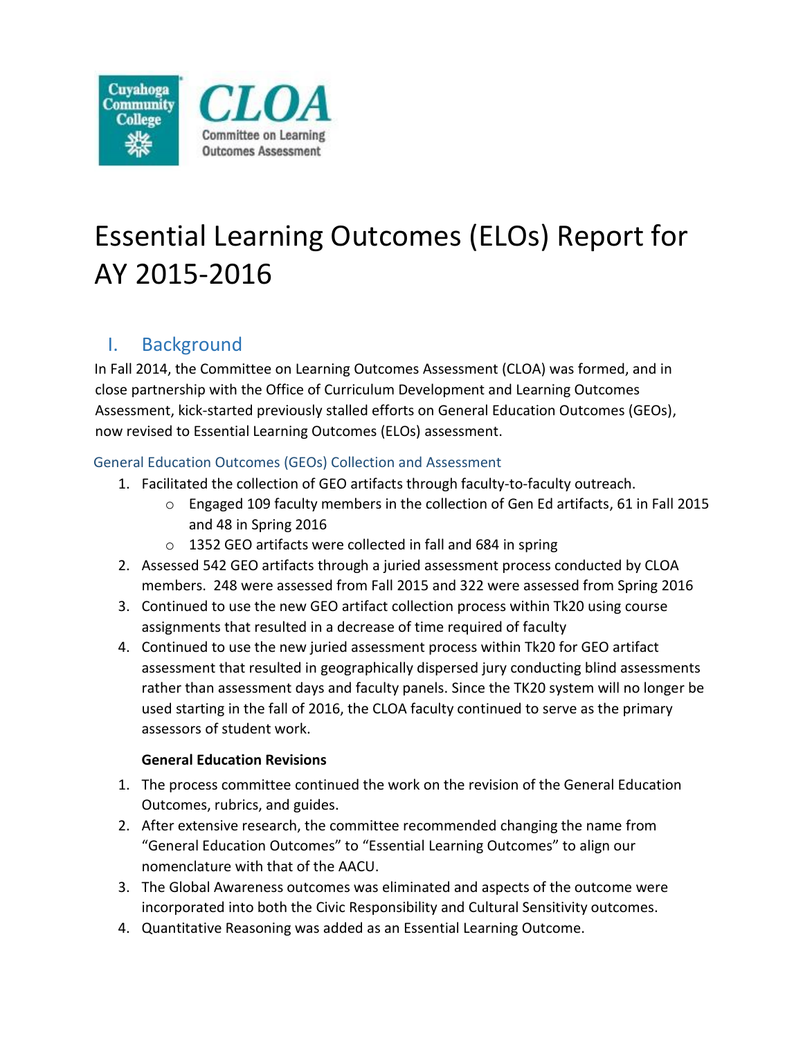Cuyahoga Community College

**CLOA** Committee on Learning Outcomes Assessment

# Essential Learning Outcomes (ELOs) Report for AY 2015-2016

## I. Background

In Fall 2014, the Committee on Learning Outcomes Assessment (CLOA) was formed, and in close partnership with the Office of Curriculum Development and Learning Outcomes Assessment, kick-started previously stalled efforts on General Education Outcomes (GEOs), now revised to Essential Learning Outcomes (ELOs) assessment.

### General Education Outcomes (GEOs) Collection and Assessment

1. Facilitated the collection of GEO artifacts through faculty-to-faculty outreach.
   - Engaged 109 faculty members in the collection of Gen Ed artifacts, 61 in Fall 2015 and 48 in Spring 2016
   - 1352 GEO artifacts were collected in fall and 684 in spring
2. Assessed 542 GEO artifacts through a juried assessment process conducted by CLOA members. 248 were assessed from Fall 2015 and 322 were assessed from Spring 2016
3. Continued to use the new GEO artifact collection process within Tk20 using course assignments that resulted in a decrease of time required of faculty
4. Continued to use the new juried assessment process within Tk20 for GEO artifact assessment that resulted in geographically dispersed jury conducting blind assessments rather than assessment days and faculty panels. Since the TK20 system will no longer be used starting in the fall of 2016, the CLOA faculty continued to serve as the primary assessors of student work.

**General Education Revisions**

1. The process committee continued the work on the revision of the General Education Outcomes, rubrics, and guides.
2. After extensive research, the committee recommended changing the name from "General Education Outcomes" to "Essential Learning Outcomes" to align our nomenclature with that of the AACU.
3. The Global Awareness outcomes was eliminated and aspects of the outcome were incorporated into both the Civic Responsibility and Cultural Sensitivity outcomes.
4. Quantitative Reasoning was added as an Essential Learning Outcome.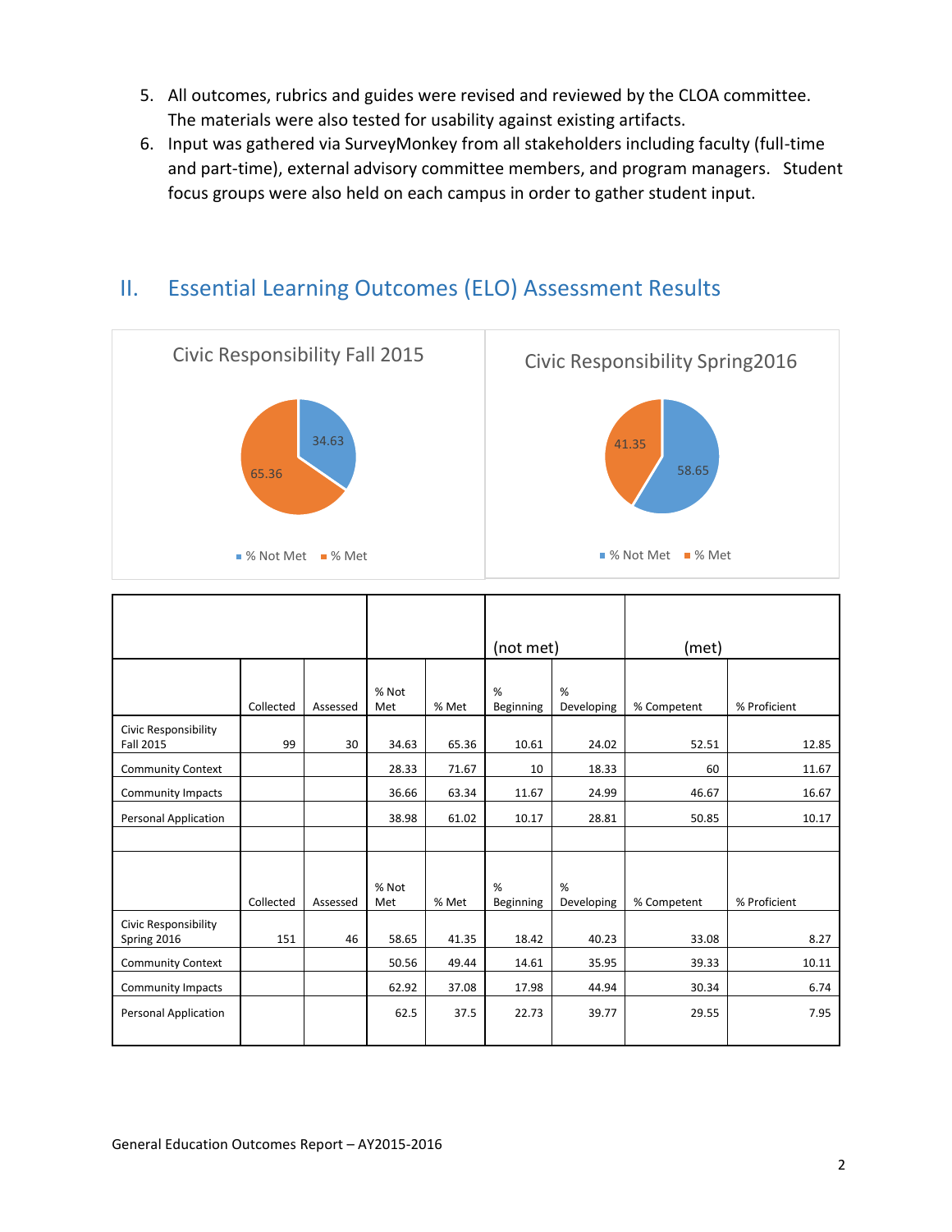5. All outcomes, rubrics and guides were revised and reviewed by the CLOA committee. The materials were also tested for usability against existing artifacts.
6. Input was gathered via SurveyMonkey from all stakeholders including faculty (full-time and part-time), external advisory committee members, and program managers. Student focus groups were also held on each campus in order to gather student input.

## II. Essential Learning Outcomes (ELO) Assessment Results

Civic Responsibility Fall 2015

34.63 | 65.36

% Not Met | % Met

Civic Responsibility Spring2016

41.35 | 58.65

% Not Met | % Met

| | | | | | (not met) | | (met) | |
|---|---|---|---|---|---|---|---|---|
| | Collected | Assessed | % Not Met | % Met | % Beginning | % Developing | % Competent | % Proficient |
| Civic Responsibility Fall 2015 | 99 | 30 | 34.63 | 65.36 | 10.61 | 24.02 | 52.51 | 12.85 |
| Community Context | | | 28.33 | 71.67 | 10 | 18.33 | 60 | 11.67 |
| Community Impacts | | | 36.66 | 63.34 | 11.67 | 24.99 | 46.67 | 16.67 |
| Personal Application | | | 38.98 | 61.02 | 10.17 | 28.81 | 50.85 | 10.17 |
| | | | | | | | | |
| | Collected | Assessed | % Not Met | % Met | % Beginning | % Developing | % Competent | % Proficient |
| Civic Responsibility Spring 2016 | 151 | 46 | 58.65 | 41.35 | 18.42 | 40.23 | 33.08 | 8.27 |
| Community Context | | | 50.56 | 49.44 | 14.61 | 35.95 | 39.33 | 10.11 |
| Community Impacts | | | 62.92 | 37.08 | 17.98 | 44.94 | 30.34 | 6.74 |
| Personal Application | | | 62.5 | 37.5 | 22.73 | 39.77 | 29.55 | 7.95 |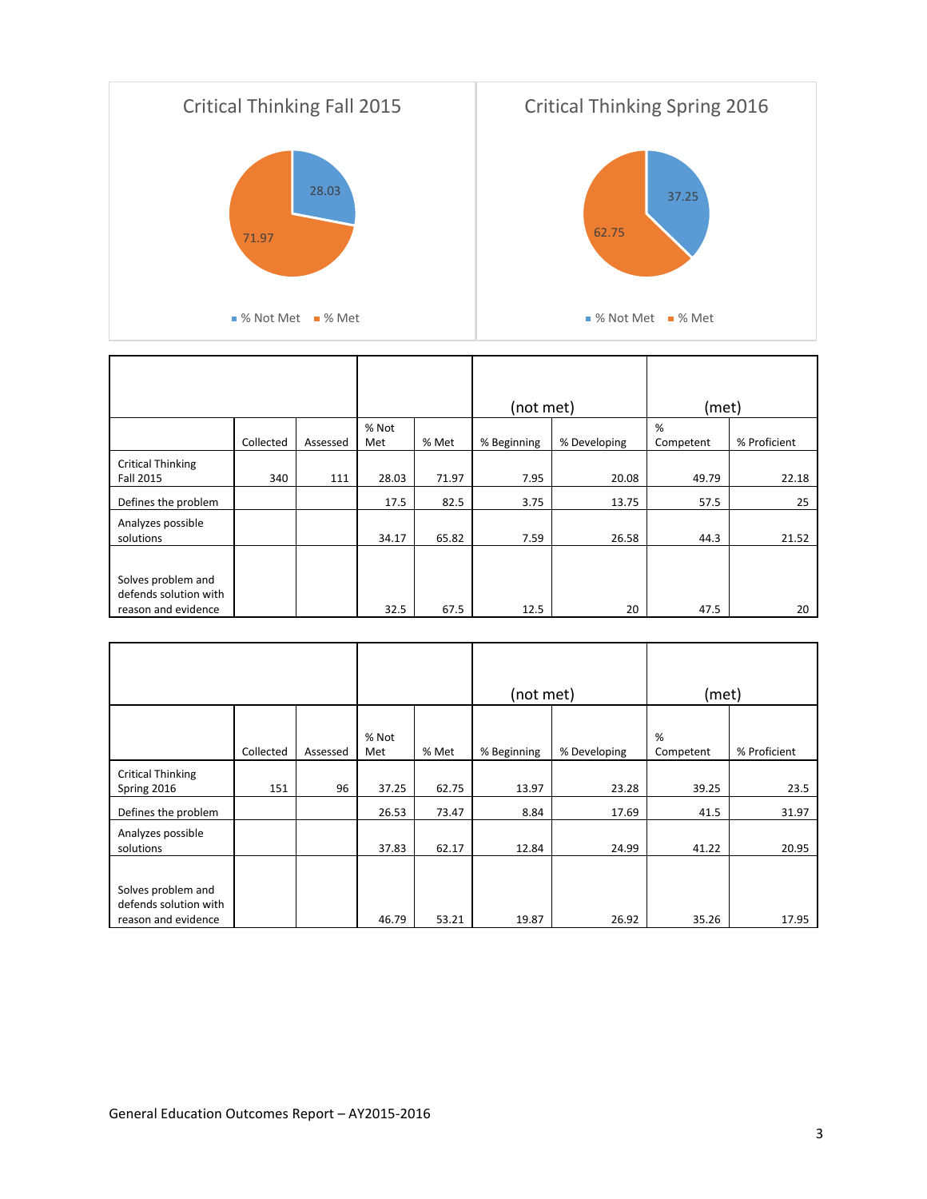Critical Thinking Fall 2015

28.03

71.97

% Not Met  % Met

Critical Thinking Spring 2016

37.25

62.75

% Not Met  % Met

| | | | | | (not met) | | (met) | |
|---|---|---|---|---|---|---|---|---|
| | Collected | Assessed | % Not Met | % Met | % Beginning | % Developing | % Competent | % Proficient |
| Critical Thinking Fall 2015 | 340 | 111 | 28.03 | 71.97 | 7.95 | 20.08 | 49.79 | 22.18 |
| Defines the problem | | | 17.5 | 82.5 | 3.75 | 13.75 | 57.5 | 25 |
| Analyzes possible solutions | | | 34.17 | 65.82 | 7.59 | 26.58 | 44.3 | 21.52 |
| Solves problem and defends solution with reason and evidence | | | 32.5 | 67.5 | 12.5 | 20 | 47.5 | 20 |

| | | | | | (not met) | | (met) | |
|---|---|---|---|---|---|---|---|---|
| | Collected | Assessed | % Not Met | % Met | % Beginning | % Developing | % Competent | % Proficient |
| Critical Thinking Spring 2016 | 151 | 96 | 37.25 | 62.75 | 13.97 | 23.28 | 39.25 | 23.5 |
| Defines the problem | | | 26.53 | 73.47 | 8.84 | 17.69 | 41.5 | 31.97 |
| Analyzes possible solutions | | | 37.83 | 62.17 | 12.84 | 24.99 | 41.22 | 20.95 |
| Solves problem and defends solution with reason and evidence | | | 46.79 | 53.21 | 19.87 | 26.92 | 35.26 | 17.95 |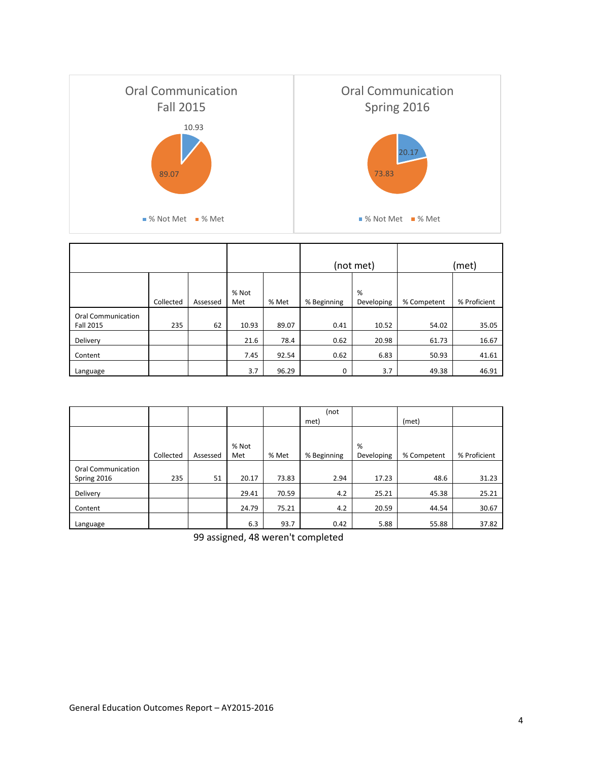Oral Communication Fall 2015

% Not Met: 10.93 | % Met: 89.07

Oral Communication Spring 2016

% Not Met: 20.17 | % Met: 73.83

| | Collected | Assessed | % Not Met | % Met | (not met) % Beginning | % Developing | (met) % Competent | % Proficient |
|---|---|---|---|---|---|---|---|---|
| Oral Communication Fall 2015 | 235 | 62 | 10.93 | 89.07 | 0.41 | 10.52 | 54.02 | 35.05 |
| Delivery | | | 21.6 | 78.4 | 0.62 | 20.98 | 61.73 | 16.67 |
| Content | | | 7.45 | 92.54 | 0.62 | 6.83 | 50.93 | 41.61 |
| Language | | | 3.7 | 96.29 | 0 | 3.7 | 49.38 | 46.91 |

| | Collected | Assessed | % Not Met | % Met | (not met) % Beginning | % Developing | (met) % Competent | % Proficient |
|---|---|---|---|---|---|---|---|---|
| Oral Communication Spring 2016 | 235 | 51 | 20.17 | 73.83 | 2.94 | 17.23 | 48.6 | 31.23 |
| Delivery | | | 29.41 | 70.59 | 4.2 | 25.21 | 45.38 | 25.21 |
| Content | | | 24.79 | 75.21 | 4.2 | 20.59 | 44.54 | 30.67 |
| Language | | | 6.3 | 93.7 | 0.42 | 5.88 | 55.88 | 37.82 |

99 assigned, 48 weren't completed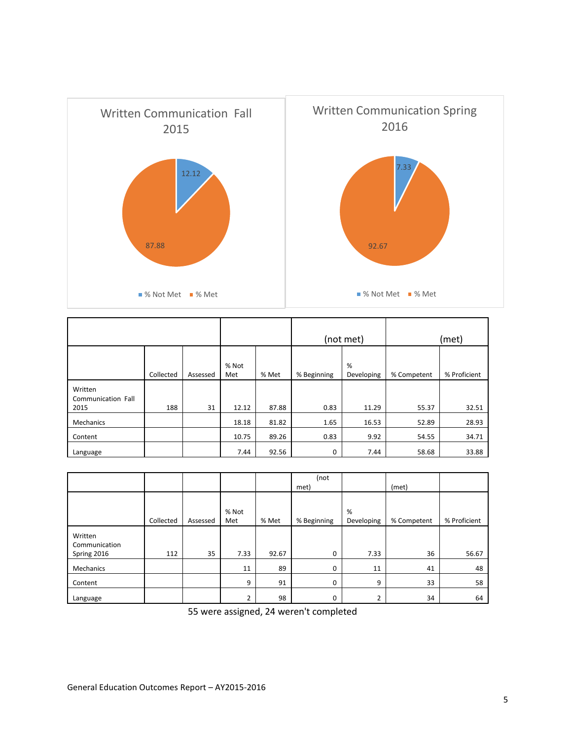Written Communication Fall 2015

% Not Met: 12.12 | % Met: 87.88

Written Communication Spring 2016

% Not Met: 7.33 | % Met: 92.67

| | | | | | (not met) | | (met) | |
|---|---|---|---|---|---|---|---|---|
| | Collected | Assessed | % Not Met | % Met | % Beginning | % Developing | % Competent | % Proficient |
| Written Communication Fall 2015 | 188 | 31 | 12.12 | 87.88 | 0.83 | 11.29 | 55.37 | 32.51 |
| Mechanics | | | 18.18 | 81.82 | 1.65 | 16.53 | 52.89 | 28.93 |
| Content | | | 10.75 | 89.26 | 0.83 | 9.92 | 54.55 | 34.71 |
| Language | | | 7.44 | 92.56 | 0 | 7.44 | 58.68 | 33.88 |

| | | | | | (not met) | | (met) | |
|---|---|---|---|---|---|---|---|---|
| | Collected | Assessed | % Not Met | % Met | % Beginning | % Developing | % Competent | % Proficient |
| Written Communication Spring 2016 | 112 | 35 | 7.33 | 92.67 | 0 | 7.33 | 36 | 56.67 |
| Mechanics | | | 11 | 89 | 0 | 11 | 41 | 48 |
| Content | | | 9 | 91 | 0 | 9 | 33 | 58 |
| Language | | | 2 | 98 | 0 | 2 | 34 | 64 |

55 were assigned, 24 weren't completed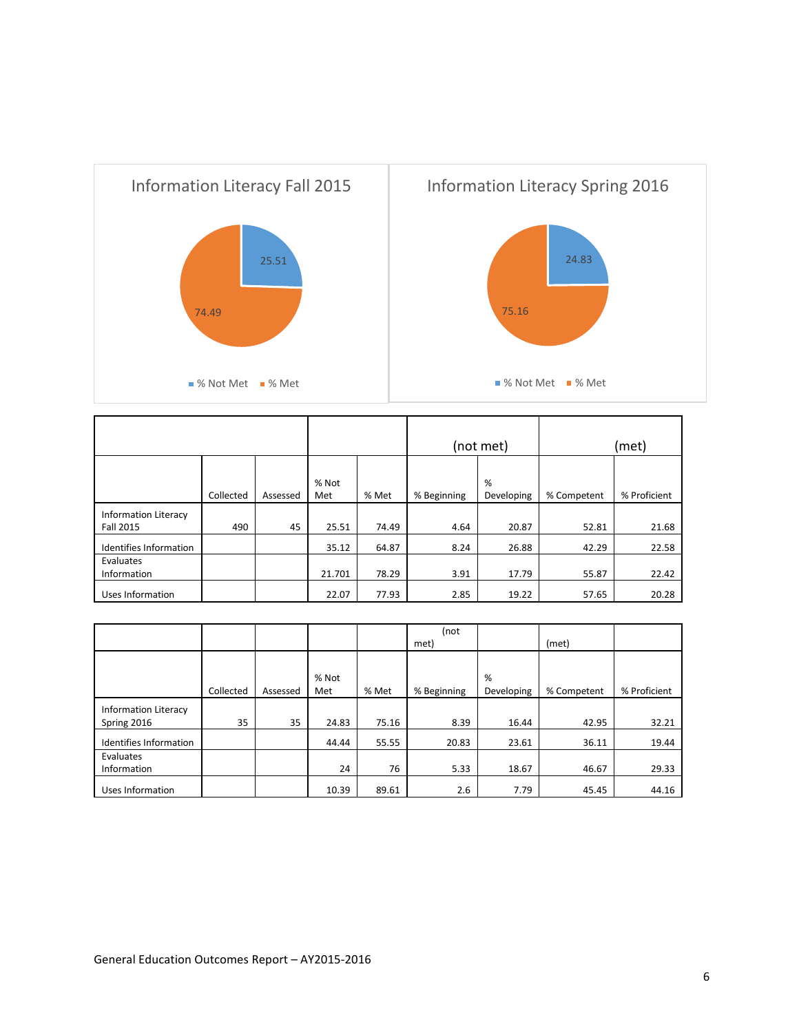Information Literacy Fall 2015

25.51

74.49

% Not Met % Met

Information Literacy Spring 2016

24.83

75.16

% Not Met % Met

| | | | | | (not met) | | (met) | |
|---|---|---|---|---|---|---|---|---|
| | Collected | Assessed | % Not Met | % Met | % Beginning | % Developing | % Competent | % Proficient |
| Information Literacy Fall 2015 | 490 | 45 | 25.51 | 74.49 | 4.64 | 20.87 | 52.81 | 21.68 |
| Identifies Information | | | 35.12 | 64.87 | 8.24 | 26.88 | 42.29 | 22.58 |
| Evaluates Information | | | 21.701 | 78.29 | 3.91 | 17.79 | 55.87 | 22.42 |
| Uses Information | | | 22.07 | 77.93 | 2.85 | 19.22 | 57.65 | 20.28 |

| | | | | | (not met) | | (met) | |
|---|---|---|---|---|---|---|---|---|
| | Collected | Assessed | % Not Met | % Met | % Beginning | % Developing | % Competent | % Proficient |
| Information Literacy Spring 2016 | 35 | 35 | 24.83 | 75.16 | 8.39 | 16.44 | 42.95 | 32.21 |
| Identifies Information | | | 44.44 | 55.55 | 20.83 | 23.61 | 36.11 | 19.44 |
| Evaluates Information | | | 24 | 76 | 5.33 | 18.67 | 46.67 | 29.33 |
| Uses Information | | | 10.39 | 89.61 | 2.6 | 7.79 | 45.45 | 44.16 |